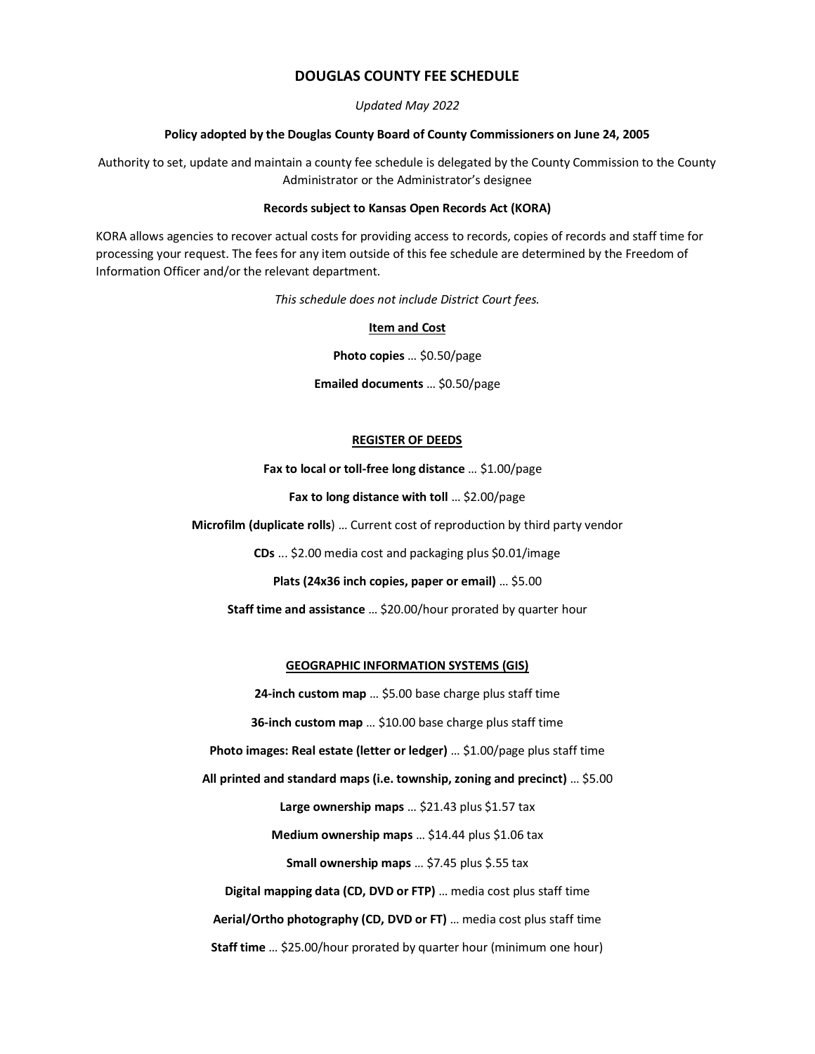# DOUGLAS COUNTY FEE SCHEDULE

*Updated May 2022*

**Policy adopted by the Douglas County Board of County Commissioners on June 24, 2005**

Authority to set, update and maintain a county fee schedule is delegated by the County Commission to the County Administrator or the Administrator's designee

**Records subject to Kansas Open Records Act (KORA)**

KORA allows agencies to recover actual costs for providing access to records, copies of records and staff time for processing your request. The fees for any item outside of this fee schedule are determined by the Freedom of Information Officer and/or the relevant department.

*This schedule does not include District Court fees.*

**Item and Cost**

**Photo copies** … $0.50/page

**Emailed documents** … $0.50/page

## REGISTER OF DEEDS

**Fax to local or toll-free long distance** … $1.00/page

**Fax to long distance with toll** … $2.00/page

**Microfilm (duplicate rolls**) … Current cost of reproduction by third party vendor

**CDs** ... $2.00 media cost and packaging plus $0.01/image

**Plats (24x36 inch copies, paper or email)** … $5.00

**Staff time and assistance** … $20.00/hour prorated by quarter hour

## GEOGRAPHIC INFORMATION SYSTEMS (GIS)

**24-inch custom map** … $5.00 base charge plus staff time

**36-inch custom map** … $10.00 base charge plus staff time

**Photo images: Real estate (letter or ledger)** … $1.00/page plus staff time

**All printed and standard maps (i.e. township, zoning and precinct)** … $5.00

**Large ownership maps** … $21.43 plus $1.57 tax

**Medium ownership maps** … $14.44 plus $1.06 tax

**Small ownership maps** … $7.45 plus $.55 tax

**Digital mapping data (CD, DVD or FTP)** … media cost plus staff time

**Aerial/Ortho photography (CD, DVD or FT)** … media cost plus staff time

**Staff time** … $25.00/hour prorated by quarter hour (minimum one hour)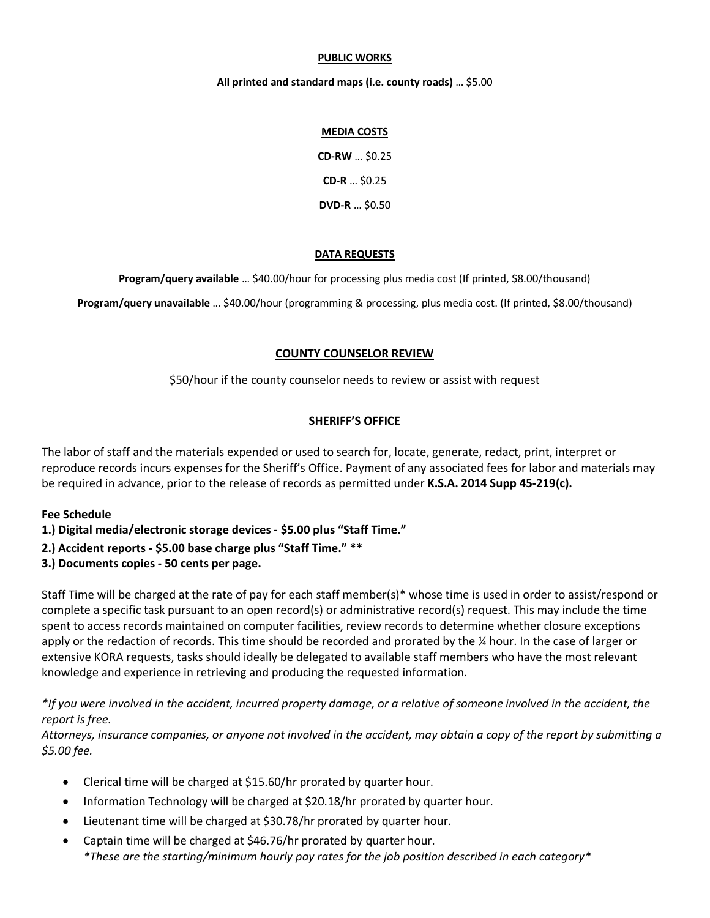## PUBLIC WORKS

**All printed and standard maps (i.e. county roads)** … $5.00

## MEDIA COSTS

**CD-RW** … $0.25

**CD-R** … $0.25

**DVD-R** … $0.50

## DATA REQUESTS

**Program/query available** … $40.00/hour for processing plus media cost (If printed, $8.00/thousand)

**Program/query unavailable** … $40.00/hour (programming & processing, plus media cost. (If printed, $8.00/thousand)

## COUNTY COUNSELOR REVIEW

$50/hour if the county counselor needs to review or assist with request

## SHERIFF'S OFFICE

The labor of staff and the materials expended or used to search for, locate, generate, redact, print, interpret or reproduce records incurs expenses for the Sheriff's Office. Payment of any associated fees for labor and materials may be required in advance, prior to the release of records as permitted under **K.S.A. 2014 Supp 45-219(c).**

**Fee Schedule**

**1.) Digital media/electronic storage devices - $5.00 plus "Staff Time."**

**2.) Accident reports - $5.00 base charge plus "Staff Time." ****

**3.) Documents copies - 50 cents per page.**

Staff Time will be charged at the rate of pay for each staff member(s)* whose time is used in order to assist/respond or complete a specific task pursuant to an open record(s) or administrative record(s) request. This may include the time spent to access records maintained on computer facilities, review records to determine whether closure exceptions apply or the redaction of records. This time should be recorded and prorated by the ¼ hour. In the case of larger or extensive KORA requests, tasks should ideally be delegated to available staff members who have the most relevant knowledge and experience in retrieving and producing the requested information.

*\*If you were involved in the accident, incurred property damage, or a relative of someone involved in the accident, the report is free.*
*Attorneys, insurance companies, or anyone not involved in the accident, may obtain a copy of the report by submitting a $5.00 fee.*

- Clerical time will be charged at $15.60/hr prorated by quarter hour.
- Information Technology will be charged at $20.18/hr prorated by quarter hour.
- Lieutenant time will be charged at $30.78/hr prorated by quarter hour.
- Captain time will be charged at $46.76/hr prorated by quarter hour.
  *\*These are the starting/minimum hourly pay rates for the job position described in each category\**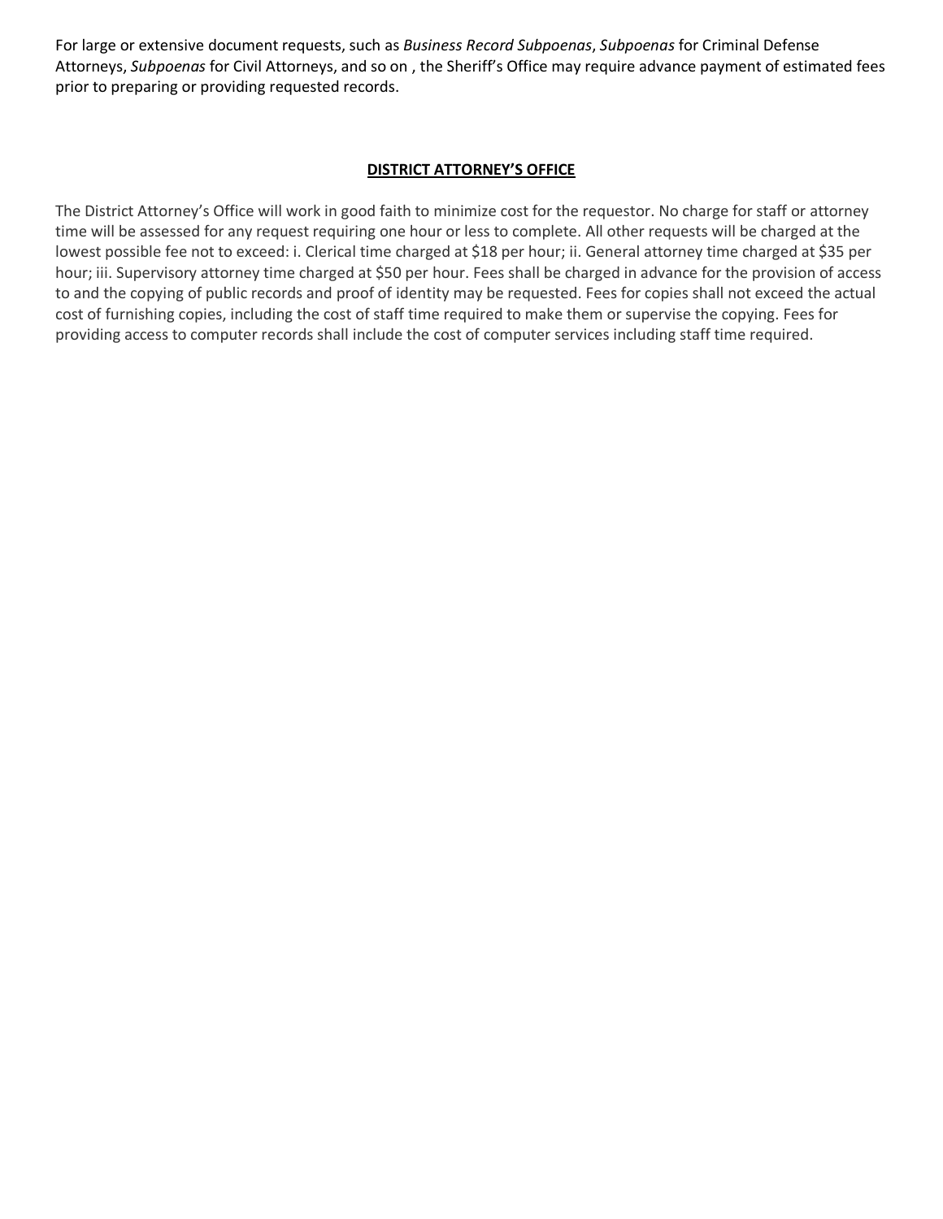For large or extensive document requests, such as *Business Record Subpoenas*, *Subpoenas* for Criminal Defense Attorneys, *Subpoenas* for Civil Attorneys, and so on , the Sheriff's Office may require advance payment of estimated fees prior to preparing or providing requested records.

## DISTRICT ATTORNEY'S OFFICE

The District Attorney's Office will work in good faith to minimize cost for the requestor. No charge for staff or attorney time will be assessed for any request requiring one hour or less to complete. All other requests will be charged at the lowest possible fee not to exceed: i. Clerical time charged at $18 per hour; ii. General attorney time charged at $35 per hour; iii. Supervisory attorney time charged at $50 per hour. Fees shall be charged in advance for the provision of access to and the copying of public records and proof of identity may be requested. Fees for copies shall not exceed the actual cost of furnishing copies, including the cost of staff time required to make them or supervise the copying. Fees for providing access to computer records shall include the cost of computer services including staff time required.